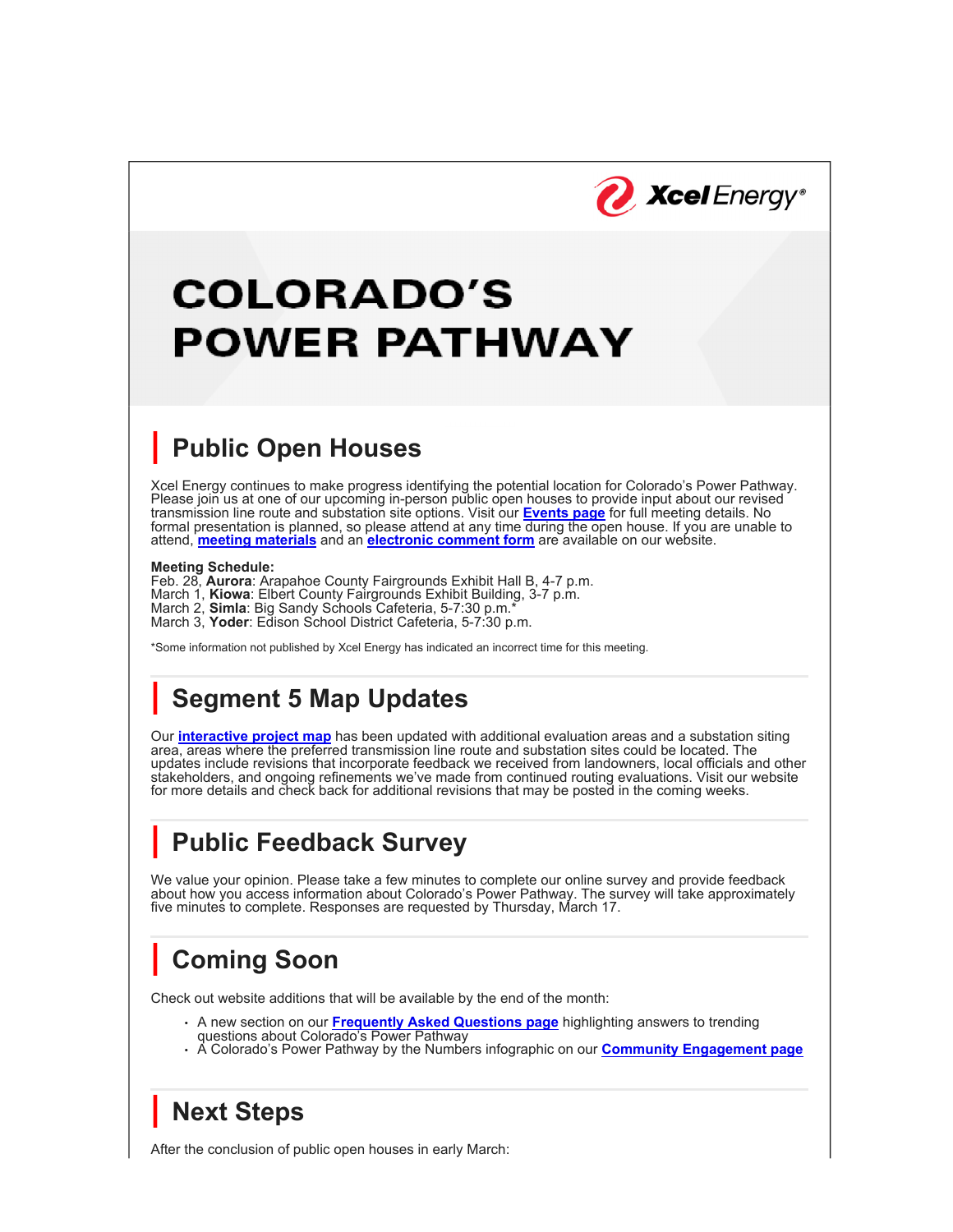Xcel Energy®

# COLORADO'S POWER PATHWAY

## Public Open Houses

Xcel Energy continues to make progress identifying the potential location for Colorado's Power Pathway. Please join us at one of our upcoming in-person public open houses to provide input about our revised transmission line route and substation site options. Visit our **Events page** for full meeting details. No formal presentation is planned, so please attend at any time during the open house. If you are unable to attend, **meeting materials** and an **electronic comment form** are available on our website.

**Meeting Schedule:**
Feb. 28, **Aurora**: Arapahoe County Fairgrounds Exhibit Hall B, 4-7 p.m.
March 1, **Kiowa**: Elbert County Fairgrounds Exhibit Building, 3-7 p.m.
March 2, **Simla**: Big Sandy Schools Cafeteria, 5-7:30 p.m.*
March 3, **Yoder**: Edison School District Cafeteria, 5-7:30 p.m.

*Some information not published by Xcel Energy has indicated an incorrect time for this meeting.

## Segment 5 Map Updates

Our **interactive project map** has been updated with additional evaluation areas and a substation siting area, areas where the preferred transmission line route and substation sites could be located. The updates include revisions that incorporate feedback we received from landowners, local officials and other stakeholders, and ongoing refinements we've made from continued routing evaluations. Visit our website for more details and check back for additional revisions that may be posted in the coming weeks.

## Public Feedback Survey

We value your opinion. Please take a few minutes to complete our online survey and provide feedback about how you access information about Colorado's Power Pathway. The survey will take approximately five minutes to complete. Responses are requested by Thursday, March 17.

## Coming Soon

Check out website additions that will be available by the end of the month:

- A new section on our **Frequently Asked Questions page** highlighting answers to trending questions about Colorado's Power Pathway
- A Colorado's Power Pathway by the Numbers infographic on our **Community Engagement page**

## Next Steps

After the conclusion of public open houses in early March: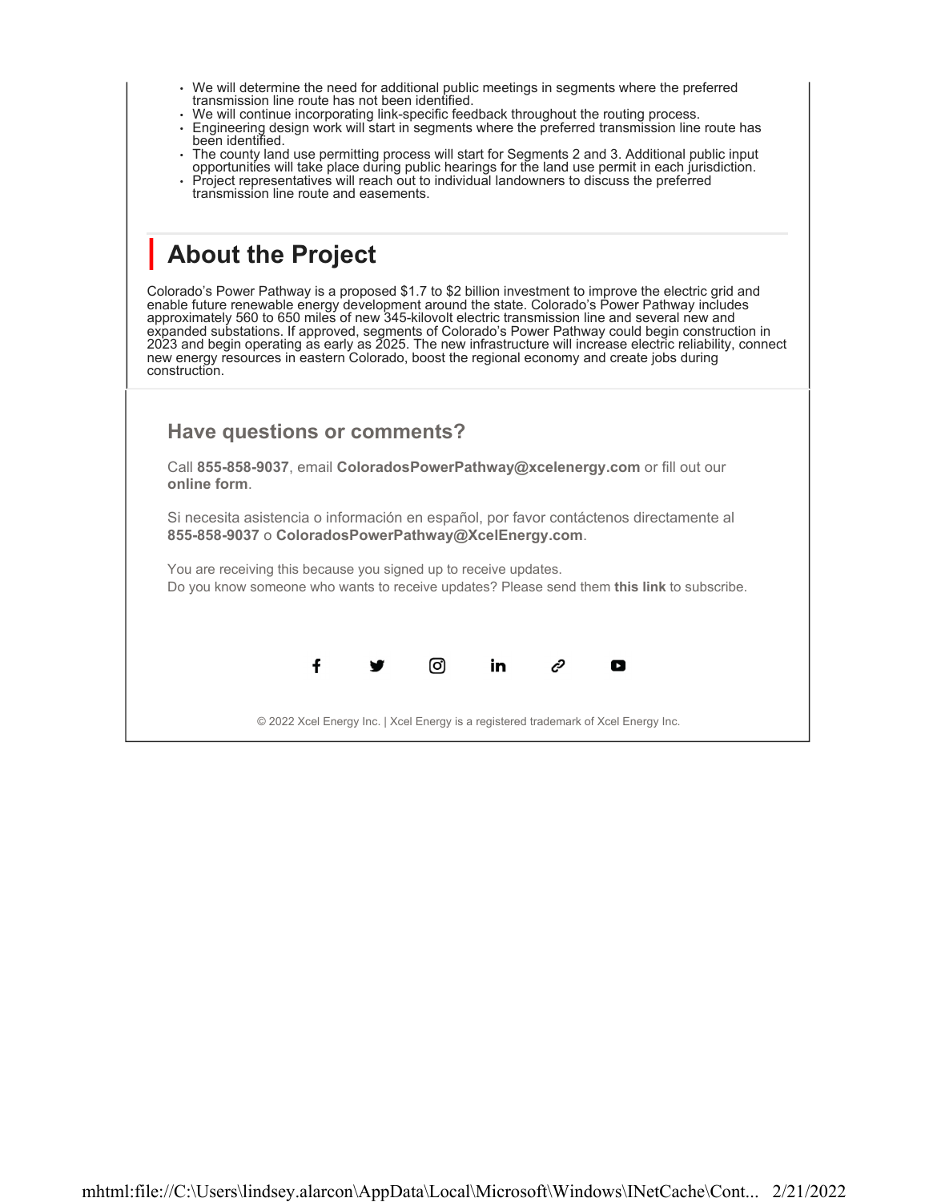- We will determine the need for additional public meetings in segments where the preferred transmission line route has not been identified.
- We will continue incorporating link-specific feedback throughout the routing process.
- Engineering design work will start in segments where the preferred transmission line route has been identified.
- The county land use permitting process will start for Segments 2 and 3. Additional public input opportunities will take place during public hearings for the land use permit in each jurisdiction.
- Project representatives will reach out to individual landowners to discuss the preferred transmission line route and easements.

## About the Project

Colorado's Power Pathway is a proposed $1.7 to $2 billion investment to improve the electric grid and enable future renewable energy development around the state. Colorado's Power Pathway includes approximately 560 to 650 miles of new 345-kilovolt electric transmission line and several new and expanded substations. If approved, segments of Colorado's Power Pathway could begin construction in 2023 and begin operating as early as 2025. The new infrastructure will increase electric reliability, connect new energy resources in eastern Colorado, boost the regional economy and create jobs during construction.

### Have questions or comments?

Call **855-858-9037**, email **ColoradosPowerPathway@xcelenergy.com** or fill out our **online form**.

Si necesita asistencia o información en español, por favor contáctenos directamente al **855-858-9037** o **ColoradosPowerPathway@XcelEnergy.com**.

You are receiving this because you signed up to receive updates.
Do you know someone who wants to receive updates? Please send them **this link** to subscribe.

© 2022 Xcel Energy Inc. | Xcel Energy is a registered trademark of Xcel Energy Inc.